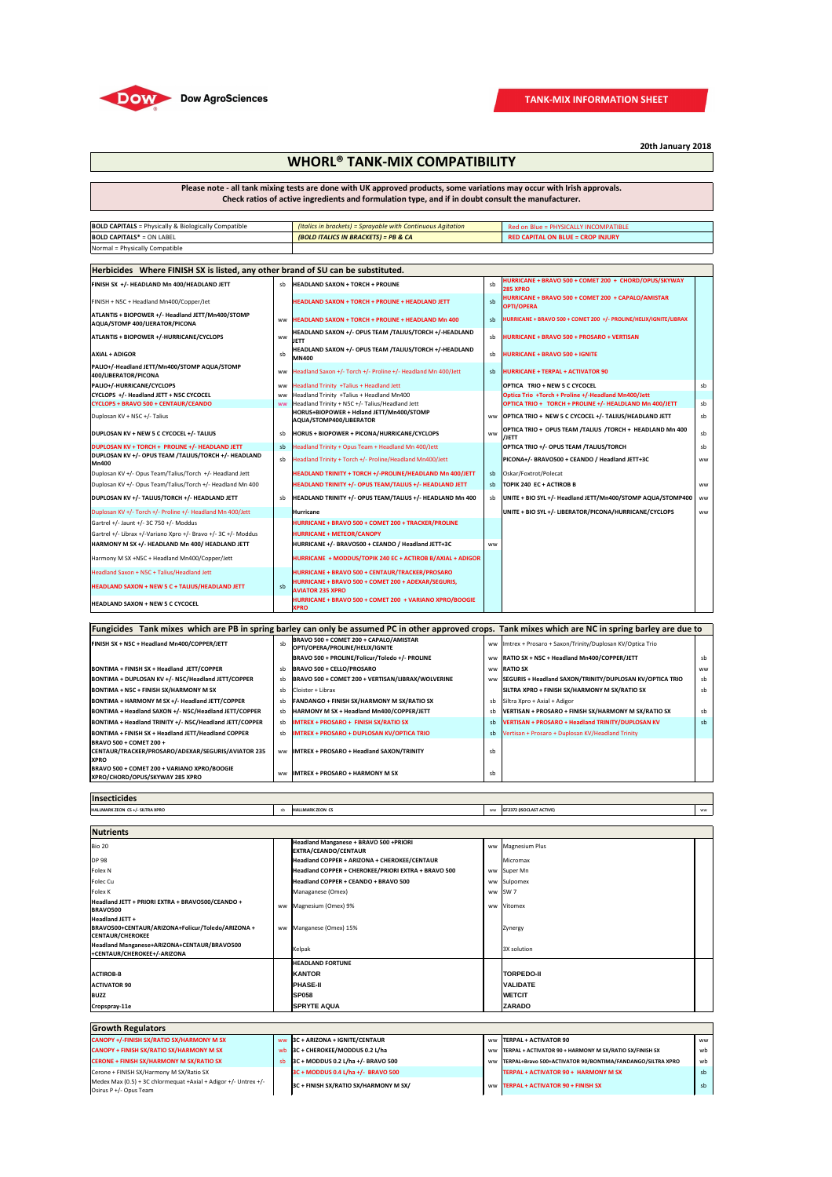Dow AgroSciences

**TANK-MIX INFORMATION SHEET**

20th January 2018

# WHORL® TANK-MIX COMPATIBILITY

**Please note - all tank mixing tests are done with UK approved products, some variations may occur with Irish approvals. Check ratios of active ingredients and formulation type, and if in doubt consult the manufacturer.**

| | | |
|---|---|---|
| **BOLD CAPITALS** = Physically & Biologically Compatible | *(Italics in brackets) = Sprayable with Continuous Agitation* | Red on Blue = PHYSICALLY INCOMPATIBLE |
| **BOLD CAPITALS*** = ON LABEL | ***(BOLD ITALICS IN BRACKETS) = PB & CA*** | **RED CAPITAL ON BLUE = CROP INJURY** |
| Normal = Physically Compatible | | |

## Herbicides  Where FINISH SX is listed, any other brand of SU can be substituted.

| | | | | | |
|---|---|---|---|---|---|
| **FINISH SX +/- HEADLAND Mn 400/HEADLAND JETT** | sb | **HEADLAND SAXON + TORCH + PROLINE** | sb | **HURRICANE + BRAVO 500 + COMET 200 + CHORD/OPUS/SKYWAY 285 XPRO** | |
| FINISH + NSC + Headland Mn400/Copper/Jet | | **HEADLAND SAXON + TORCH + PROLINE + HEADLAND JETT** | sb | **HURRICANE + BRAVO 500 + COMET 200 + CAPALO/AMISTAR OPTI/OPERA** | |
| **ATLANTIS + BIOPOWER +/- Headland JETT/Mn400/STOMP AQUA/STOMP 400/LIERATOR/PICONA** | ww | **HEADLAND SAXON + TORCH + PROLINE + HEADLAND Mn 400** | sb | **HURRICANE + BRAVO 500 + COMET 200 +/- PROLINE/HELIX/IGNITE/LIBRAX** | |
| **ATLANTIS + BIOPOWER +/-HURRICANE/CYCLOPS** | ww | **HEADLAND SAXON +/- OPUS TEAM /TALIUS/TORCH +/-HEADLAND JETT** | sb | **HURRICANE + BRAVO 500 + PROSARO + VERTISAN** | |
| **AXIAL + ADIGOR** | sb | **HEADLAND SAXON +/- OPUS TEAM /TALIUS/TORCH +/-HEADLAND MN400** | sb | **HURRICANE + BRAVO 500 + IGNITE** | |
| **PAUO+/-Headland JETT/Mn400/STOMP AQUA/STOMP 400/LIBERATOR/PICONA** | ww | Headland Saxon +/- Torch +/- Proline +/- Headland Mn 400/Jett | sb | **HURRICANE + TERPAL + ACTIVATOR 90** | |
| **PAUO+/-HURRICANE/CYCLOPS** | ww | Headland Trinity +Talius + Headland Jett | | **OPTICA TRIO + NEW 5 C CYCOCEL** | sb |
| **CYCLOPS +/- Headland JETT + NSC CYCOCEL** | ww | Headland Trinity +Talius + Headland Mn400 | | Optica Trio +Torch + Proline +/-Headland Mn400/Jett | |
| **CYCLOPS + BRAVO 500 + CENTAUR/CEANDO** | ww | Headland Trinity + NSC +/- Talius/Headland Jett | | **OPTICA TRIO + TORCH + PROLINE +/- HEALDAND Mn 400/JETT** | sb |
| Duplosan KV + NSC +/- Talius | | **HORUS+BIOPOWER + Hdland JETT/Mn400/STOMP AQUA/STOMP400/LIBERATOR** | ww | **OPTICA TRIO + NEW 5 C CYCOCEL +/- TALIUS/HEADLAND JETT** | sb |
| **DUPLOSAN KV + NEW 5 C CYCOCEL +/- TALIUS** | sb | **HORUS + BIOPOWER + PICONA/HURRICANE/CYCLOPS** | ww | **OPTICA TRIO + OPUS TEAM /TALIUS /TORCH + HEADLAND Mn 400 /JETT** | sb |
| **DUPLOSAN KV + TORCH + PROLINE +/- HEADLAND JETT** | sb | Headland Trinity + Opus Team + Headland Mn 400/Jett | | **OPTICA TRIO +/- OPUS TEAM /TALIUS/TORCH** | sb |
| **DUPLOSAN KV +/- OPUS TEAM /TALIUS/TORCH +/- HEADLAND Mn400** | sb | Headland Trinity + Torch +/- Proline/Headland Mn400/Jett | | **PICONA+/- BRAVO500 + CEANDO / Headland JETT+3C** | ww |
| Duplosan KV +/- Opus Team/Talius/Torch +/- Headland Jett | | **HEADLAND TRINITY + TORCH +/-PROLINE/HEADLAND Mn 400/JETT** | sb | Oskar/Foxtrot/Polecat | |
| Duplosan KV +/- Opus Team/Talius/Torch +/- Headland Mn 400 | | **HEADLAND TRINITY +/- OPUS TEAM/TALIUS +/- HEADLAND JETT** | sb | **TOPIK 240 EC + ACTIROB B** | ww |
| **DUPLOSAN KV +/- TALIUS/TORCH +/- HEADLAND JETT** | sb | **HEADLAND TRINITY +/- OPUS TEAM/TALIUS +/- HEADLAND Mn 400** | sb | **UNITE + BIO SYL +/- Headland JETT/Mn400/STOMP AQUA/STOMP400** | ww |
| Duplosan KV +/- Torch +/- Proline +/- Headland Mn 400/Jett | | **Hurricane** | | **UNITE + BIO SYL +/- LIBERATOR/PICONA/HURRICANE/CYCLOPS** | ww |
| Gartrel +/- Jaunt +/- 3C 750 +/- Moddus | | **HURRICANE + BRAVO 500 + COMET 200 + TRACKER/PROLINE** | | | |
| Gartrel +/- Librax +/-Variano Xpro +/- Bravo +/- 3C +/- Moddus | | **HURRICANE + METEOR/CANOPY** | | | |
| **HARMONY M SX +/- HEADLAND Mn 400/ HEADLAND JETT** | | **HURRICANE +/- BRAVO500 + CEANDO / Headland JETT+3C** | ww | | |
| Harmony M SX +NSC + Headland Mn400/Copper/Jett | | **HURRICANE + MODDUS/TOPIK 240 EC + ACTIROB B/AXIAL + ADIGOR** | | | |
| Headland Saxon + NSC + Talius/Headland Jett | | **HURRICANE + BRAVO 500 + CENTAUR/TRACKER/PROSARO** | | | |
| **HEADLAND SAXON + NEW 5 C + TALIUS/HEADLAND JETT** | sb | **HURRICANE + BRAVO 500 + COMET 200 + ADEXAR/SEGURIS, AVIATOR 235 XPRO** | | | |
| **HEADLAND SAXON + NEW 5 C CYCOCEL** | | **HURRICANE + BRAVO 500 + COMET 200 + VARIANO XPRO/BOOGIE XPRO** | | | |

## Fungicides  Tank mixes which are PB in spring barley can only be assumed PC in other approved crops.  Tank mixes which are NC in spring barley are due to

| | | | | | |
|---|---|---|---|---|---|
| **FINISH SX + NSC + Headland Mn400/COPPER/JETT** | sb | **BRAVO 500 + COMET 200 + CAPALO/AMISTAR OPTI/OPERA/PROLINE/HELIX/IGNITE** | ww | Imtrex + Prosaro + Saxon/Trinity/Duplosan KV/Optica Trio | |
| | | **BRAVO 500 + PROLINE/Folicur/Toledo +/- PROLINE** | ww | **RATIO SX + NSC + Headland Mn400/COPPER/JETT** | sb |
| **BONTIMA + FINISH SX + Headland JETT/COPPER** | sb | **BRAVO 500 + CELLO/PROSARO** | ww | **RATIO SX** | ww |
| **BONTIMA + DUPLOSAN KV +/- NSC/Headland JETT/COPPER** | sb | **BRAVO 500 + COMET 200 + VERTISAN/LIBRAX/WOLVERINE** | ww | **SEGURIS + Headland SAXON/TRINITY/DUPLOSAN KV/OPTICA TRIO** | sb |
| **BONTIMA + NSC + FINISH SX/HARMONY M SX** | sb | Cloister + Librax | | **SILTRA XPRO + FINISH SX/HARMONY M SX/RATIO SX** | sb |
| **BONTIMA + HARMONY M SX +/- Headland JETT/COPPER** | sb | **FANDANGO + FINISH SX/HARMONY M SX/RATIO SX** | sb | Siltra Xpro + Axial + Adigor | |
| **BONTIMA + Headland SAXON +/- NSC/Headland JETT/COPPER** | sb | **HARMONY M SX + Headland Mn400/COPPER/JETT** | sb | **VERTISAN + PROSARO + FINISH SX/HARMONY M SX/RATIO SX** | sb |
| **BONTIMA + Headland TRINITY +/- NSC/Headland JETT/COPPER** | sb | **IMTREX + PROSARO + FINISH SX/RATIO SX** | sb | **VERTISAN + PROSARO + Headland TRINITY/DUPLOSAN KV** | sb |
| **BONTIMA + FINISH SX + Headland JETT/Headland COPPER** | sb | **IMTREX + PROSARO + DUPLOSAN KV/OPTICA TRIO** | sb | Vertisan + Prosaro + Duplosan KV/Headland Trinity | |
| **BRAVO 500 + COMET 200 + CENTAUR/TRACKER/PROSARO/ADEXAR/SEGURIS/AVIATOR 235 XPRO** | ww | **IMTREX + PROSARO + Headland SAXON/TRINITY** | sb | | |
| **BRAVO 500 + COMET 200 + VARIANO XPRO/BOOGIE XPRO/CHORD/OPUS/SKYWAY 285 XPRO** | ww | **IMTREX + PROSARO + HARMONY M SX** | sb | | |

## Insecticides

| | | | | | |
|---|---|---|---|---|---|
| **HALLMARK ZEON CS +/- SILTRA XPRO** | sb | **HALLMARK ZEON CS** | ww | **GF2372 (ISOCLAST ACTIVE)** | ww |

## Nutrients

| | | | | | |
|---|---|---|---|---|---|
| Bio 20 | | **Headland Manganese + BRAVO 500 +PRIORI EXTRA/CEANDO/CENTAUR** | ww | Magnesium Plus | |
| DP 98 | | **Headland COPPER + ARIZONA + CHEROKEE/CENTAUR** | | Micromax | |
| Folex N | | **Headland COPPER + CHEROKEE/PRIORI EXTRA + BRAVO 500** | ww | Super Mn | |
| Folec Cu | | **Headland COPPER + CEANDO + BRAVO 500** | ww | Sulpomex | |
| Folex K | | Managanese (Omex) | ww | SW 7 | |
| **Headland JETT + PRIORI EXTRA + BRAVO500/CEANDO + BRAVO500** | ww | Magnesium (Omex) 9% | ww | Vitomex | |
| **Headland JETT + BRAVO500+CENTAUR/ARIZONA+Folicur/Toledo/ARIZONA + CENTAUR/CHEROKEE** | ww | Manganese (Omex) 15% | | Zynergy | |
| **Headland Manganese+ARIZONA+CENTAUR/BRAVO500 +CENTAUR/CHEROKEE+/-ARIZONA** | | Kelpak | | 3X solution | |
| | | **HEADLAND FORTUNE** | | | |
| **ACTIROB-B** | | **KANTOR** | | **TORPEDO-II** | |
| **ACTIVATOR 90** | | **PHASE-II** | | **VALIDATE** | |
| **BUZZ** | | **SP058** | | **WETCIT** | |
| **Cropspray-11e** | | **SPRYTE AQUA** | | **ZARADO** | |

## Growth Regulators

| | | | | | |
|---|---|---|---|---|---|
| CANOPY +/-FINISH SX/RATIO SX/HARMONY M SX | ww | **3C + ARIZONA + IGNITE/CENTAUR** | ww | **TERPAL + ACTIVATOR 90** | ww |
| CANOPY + FINISH SX/RATIO SX/HARMONY M SX | wb | **3C + CHEROKEE/MODDUS 0.2 L/ha** | ww | **TERPAL + ACTIVATOR 90 + HARMONY M SX/RATIO SX/FINISH SX** | wb |
| CERONE + FINISH SX/HARMONY M SX/RATIO SX | sb | **3C + MODDUS 0.2 L/ha +/- BRAVO 500** | ww | **TERPAL+Bravo 500+ACTIVATOR 90/BONTIMA/FANDANGO/SILTRA XPRO** | wb |
| Cerone + FINISH SX/Harmony M SX/Ratio SX | | **3C + MODDUS 0.4 L/ha +/- BRAVO 500** | | **TERPAL + ACTIVATOR 90 + HARMONY M SX** | sb |
| Medex Max (0.5) + 3C chlormequat +Axial + Adigor +/- Untrex +/- Osirus P +/- Opus Team | | **3C + FINISH SX/RATIO SX/HARMONY M SX/** | ww | **TERPAL + ACTIVATOR 90 + FINISH SX** | sb |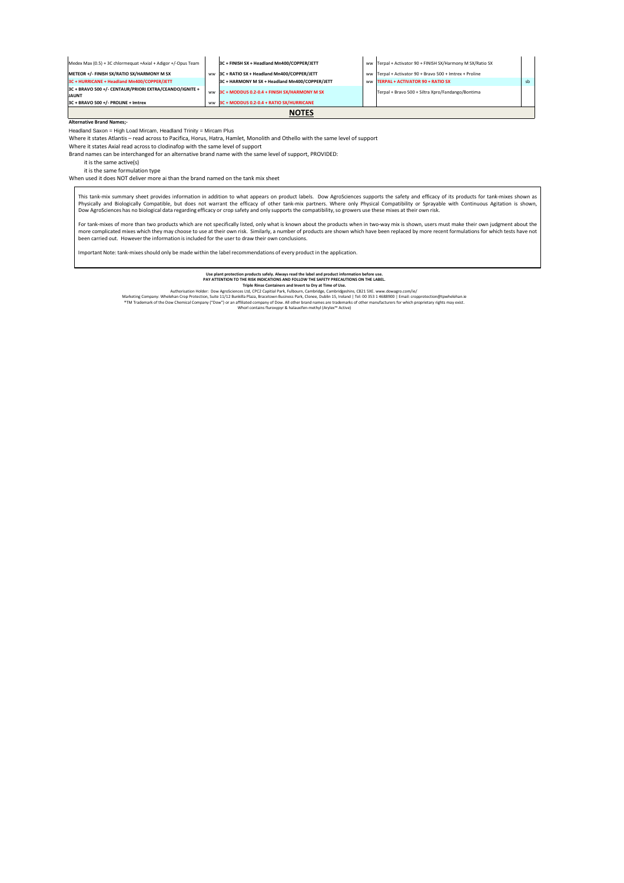| | | | | | |
|---|---|---|---|---|---|
| Medex Max (0.5) + 3C chlormequat +Axial + Adigor +/-Opus Team | | **3C + FINISH SX + Headland Mn400/COPPER/JETT** | ww | Terpal + Activator 90 + FINISH SX/Harmony M SX/Ratio SX | |
| **METEOR +/- FINISH SX/RATIO SX/HARMONY M SX** | ww | **3C + RATIO SX + Headland Mn400/COPPER/JETT** | ww | Terpal + Activator 90 + Bravo 500 + Imtrex + Proline | |
| **3C + HURRICANE + Headland Mn400/COPPER/JETT** | | **3C + HARMONY M SX + Headland Mn400/COPPER/JETT** | ww | **TERPAL + ACTIVATOR 90 + RATIO SX** | sb |
| **3C + BRAVO 500 +/- CENTAUR/PRIORI EXTRA/CEANDO/IGNITE + JAUNT** | ww | **3C + MODDUS 0.2-0.4 + FINISH SX/HARMONY M SX** | | Terpal + Bravo 500 + Siltra Xpro/Fandango/Bontima | |
| **3C + BRAVO 500 +/- PROLINE + Imtrex** | ww | **3C + MODDUS 0.2-0.4 + RATIO SX/HURRICANE** | | | |

## NOTES

**Alternative Brand Names;-**

Headland Saxon = High Load Mircam, Headland Trinity = Mircam Plus

Where it states Atlantis – read across to Pacifica, Horus, Hatra, Hamlet, Monolith and Othello with the same level of support

Where it states Axial read across to clodinafop with the same level of support

Brand names can be interchanged for an alternative brand name with the same level of support, PROVIDED:

- it is the same active(s)
- it is the same formulation type

When used it does NOT deliver more ai than the brand named on the tank mix sheet

This tank-mix summary sheet provides information in addition to what appears on product labels. Dow AgroSciences supports the safety and efficacy of its products for tank-mixes shown as Physically and Biologically Compatible, but does not warrant the efficacy of other tank-mix partners. Where only Physical Compatibility or Sprayable with Continuous Agitation is shown, Dow AgroSciences has no biological data regarding efficacy or crop safety and only supports the compatibility, so growers use these mixes at their own risk.

For tank-mixes of more than two products which are not specifically listed, only what is known about the products when in two-way mix is shown, users must make their own judgment about the more complicated mixes which they may choose to use at their own risk. Similarly, a number of products are shown which have been replaced by more recent formulations for which tests have not been carried out. However the information is included for the user to draw their own conclusions.

Important Note: tank-mixes should only be made within the label recommendations of every product in the application.

**Use plant protection products safely. Always read the label and product information before use.**
**PAY ATTENTION TO THE RISK INDICATIONS AND FOLLOW THE SAFETY PRECAUTIONS ON THE LABEL.**
**Triple Rinse Containers and Invert to Dry at Time of Use.**

Authorisation Holder: Dow AgroSciences Ltd, CPC2 Capitial Park, Fulbourn, Cambridge, Cambridgeshire, CB21 5XE. www.dowagro.com/ie/

Marketing Company: Whelehan Crop Protection, Suite 11/12 Bunkilla Plaza, Bracetown Business Park, Clonee, Dublin 15, Ireland | Tel: 00 353 1 4688900 | Email: cropprotection@tpwhelehan.ie

®TM Trademark of the Dow Chemical Company ("Dow") or an affiliated company of Dow. All other brand names are trademarks of other manufacturers for which proprietary rights may exist.

Whorl contains fluroxypyr & halauxifen-methyl (Arylex™ Active)